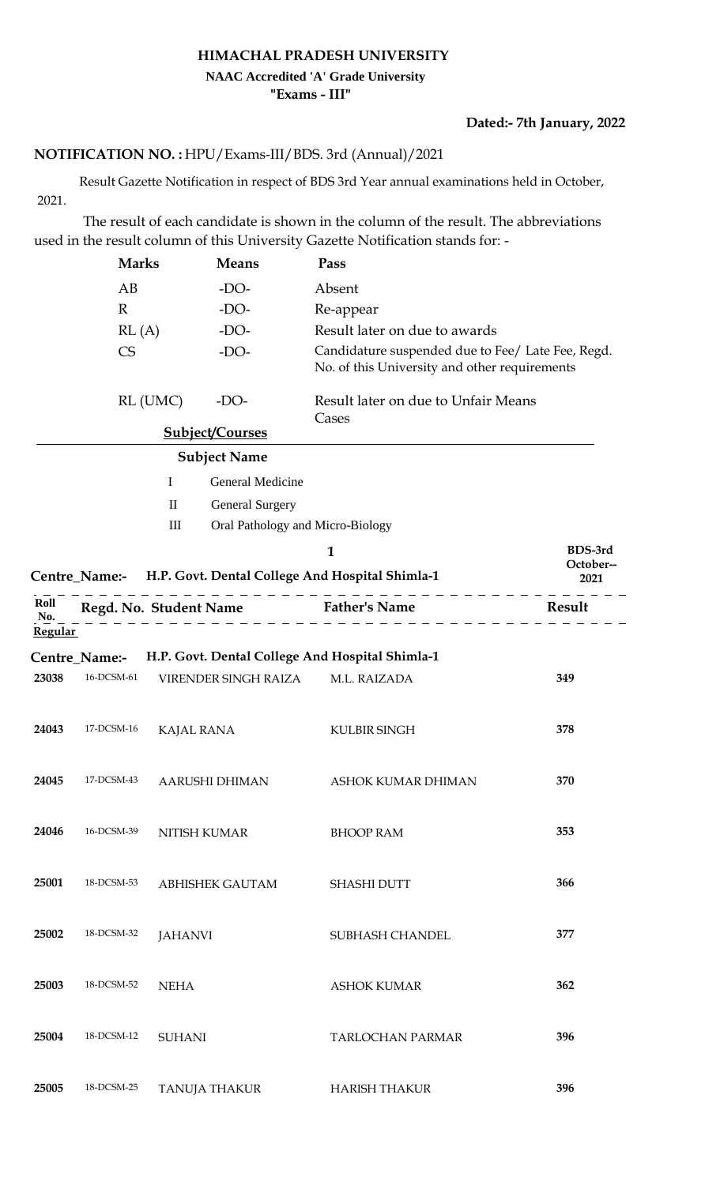# HIMACHAL PRADESH UNIVERSITY

**NAAC Accredited 'A' Grade University**

**"Exams - III"**

**Dated:- 7th January, 2022**

**NOTIFICATION NO. :** HPU/Exams-III/BDS. 3rd (Annual)/2021

Result Gazette Notification in respect of BDS 3rd Year annual examinations held in October, 2021.

The result of each candidate is shown in the column of the result. The abbreviations used in the result column of this University Gazette Notification stands for: -

| | | |
|---|---|---|
| **Marks** | **Means** | **Pass** |
| AB | -DO- | Absent |
| R | -DO- | Re-appear |
| RL (A) | -DO- | Result later on due to awards |
| CS | -DO- | Candidature suspended due to Fee/ Late Fee, Regd. No. of this University and other requirements |
| RL (UMC) | -DO- | Result later on due to Unfair Means Cases |

**Subject/Courses**

| | **Subject Name** |
|---|---|
| I | General Medicine |
| II | General Surgery |
| III | Oral Pathology and Micro-Biology |

**BDS-3rd October--2021**

**Centre_Name:- H.P. Govt. Dental College And Hospital Shimla-1**

| Roll No. | Regd. No. | Student Name | Father's Name | Result |
|---|---|---|---|---|
| **Regular** | | | | |
| **Centre_Name:-** | **H.P. Govt. Dental College And Hospital Shimla-1** | | | |
| 23038 | 16-DCSM-61 | VIRENDER SINGH RAIZA | M.L. RAIZADA | 349 |
| 24043 | 17-DCSM-16 | KAJAL RANA | KULBIR SINGH | 378 |
| 24045 | 17-DCSM-43 | AARUSHI DHIMAN | ASHOK KUMAR DHIMAN | 370 |
| 24046 | 16-DCSM-39 | NITISH KUMAR | BHOOP RAM | 353 |
| 25001 | 18-DCSM-53 | ABHISHEK GAUTAM | SHASHI DUTT | 366 |
| 25002 | 18-DCSM-32 | JAHANVI | SUBHASH CHANDEL | 377 |
| 25003 | 18-DCSM-52 | NEHA | ASHOK KUMAR | 362 |
| 25004 | 18-DCSM-12 | SUHANI | TARLOCHAN PARMAR | 396 |
| 25005 | 18-DCSM-25 | TANUJA THAKUR | HARISH THAKUR | 396 |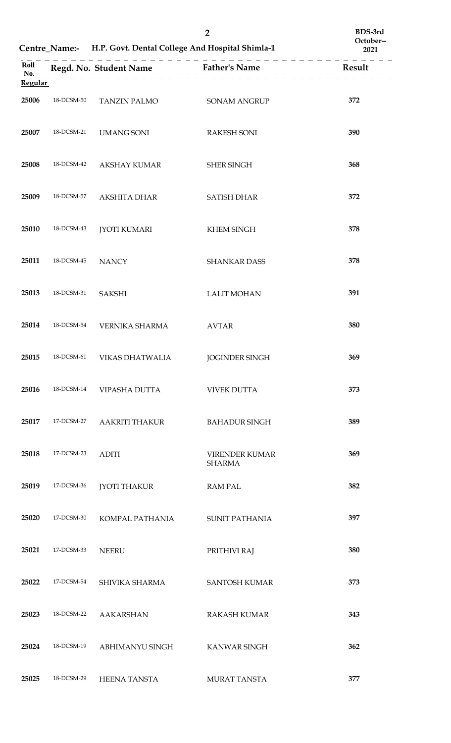Centre_Name:- H.P. Govt. Dental College And Hospital Shimla-1

BDS-3rd October--2021

| Roll No. | Regd. No. | Student Name | Father's Name | Result |
|---|---|---|---|---|
| **Regular** | | | | |
| 25006 | 18-DCSM-50 | TANZIN PALMO | SONAM ANGRUP | 372 |
| 25007 | 18-DCSM-21 | UMANG SONI | RAKESH SONI | 390 |
| 25008 | 18-DCSM-42 | AKSHAY KUMAR | SHER SINGH | 368 |
| 25009 | 18-DCSM-57 | AKSHITA DHAR | SATISH DHAR | 372 |
| 25010 | 18-DCSM-43 | JYOTI KUMARI | KHEM SINGH | 378 |
| 25011 | 18-DCSM-45 | NANCY | SHANKAR DASS | 378 |
| 25013 | 18-DCSM-31 | SAKSHI | LALIT MOHAN | 391 |
| 25014 | 18-DCSM-54 | VERNIKA SHARMA | AVTAR | 380 |
| 25015 | 18-DCSM-61 | VIKAS DHATWALIA | JOGINDER SINGH | 369 |
| 25016 | 18-DCSM-14 | VIPASHA DUTTA | VIVEK DUTTA | 373 |
| 25017 | 17-DCSM-27 | AAKRITI THAKUR | BAHADUR SINGH | 389 |
| 25018 | 17-DCSM-23 | ADITI | VIRENDER KUMAR SHARMA | 369 |
| 25019 | 17-DCSM-36 | JYOTI THAKUR | RAM PAL | 382 |
| 25020 | 17-DCSM-30 | KOMPAL PATHANIA | SUNIT PATHANIA | 397 |
| 25021 | 17-DCSM-33 | NEERU | PRITHIVI RAJ | 380 |
| 25022 | 17-DCSM-54 | SHIVIKA SHARMA | SANTOSH KUMAR | 373 |
| 25023 | 18-DCSM-22 | AAKARSHAN | RAKASH KUMAR | 343 |
| 25024 | 18-DCSM-19 | ABHIMANYU SINGH | KANWAR SINGH | 362 |
| 25025 | 18-DCSM-29 | HEENA TANSTA | MURAT TANSTA | 377 |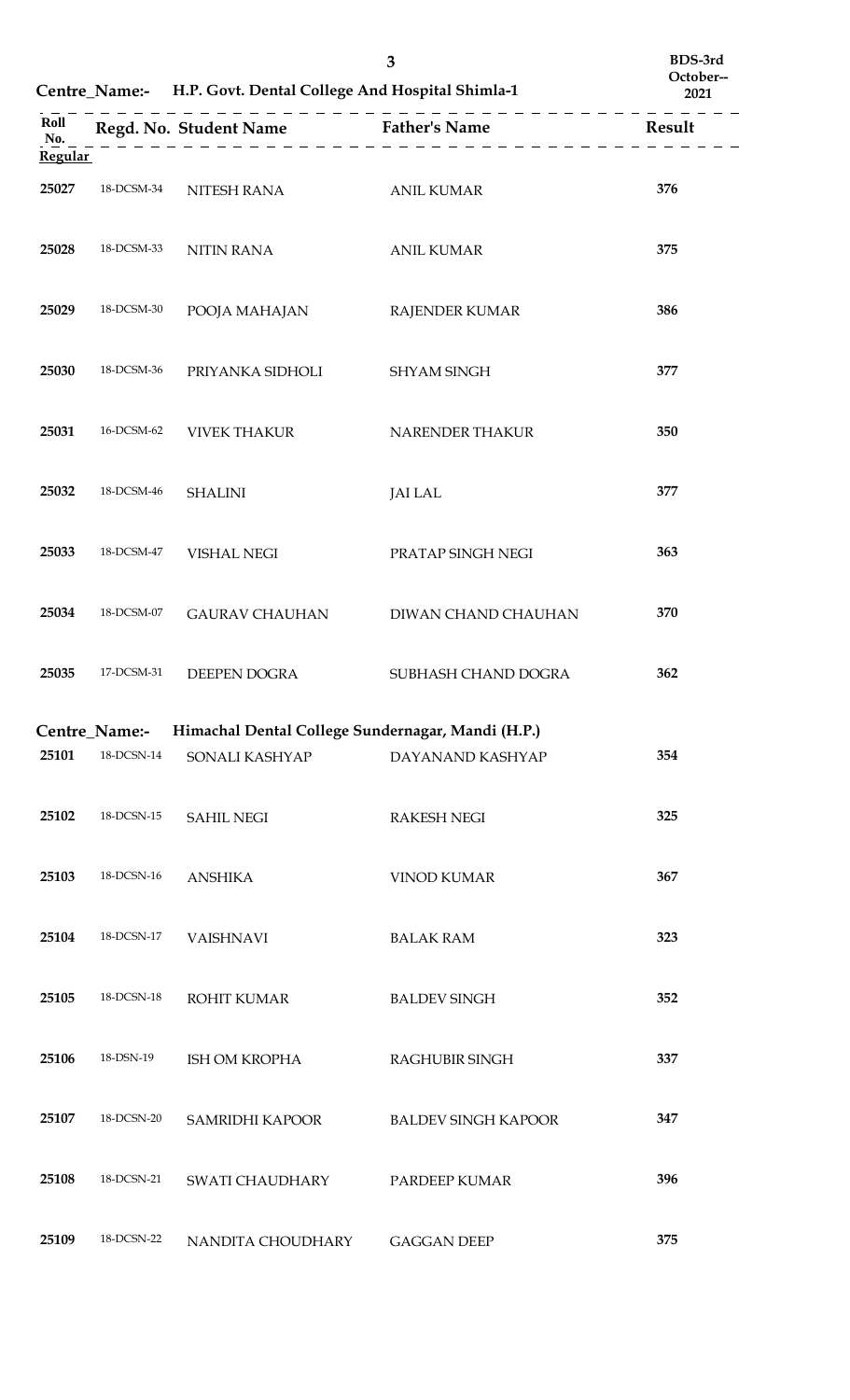Centre_Name:- H.P. Govt. Dental College And Hospital Shimla-1

BDS-3rd October--2021

| Roll No. | Regd. No. | Student Name | Father's Name | Result |
|---|---|---|---|---|
| **Regular** | | | | |
| 25027 | 18-DCSM-34 | NITESH RANA | ANIL KUMAR | 376 |
| 25028 | 18-DCSM-33 | NITIN RANA | ANIL KUMAR | 375 |
| 25029 | 18-DCSM-30 | POOJA MAHAJAN | RAJENDER KUMAR | 386 |
| 25030 | 18-DCSM-36 | PRIYANKA SIDHOLI | SHYAM SINGH | 377 |
| 25031 | 16-DCSM-62 | VIVEK THAKUR | NARENDER THAKUR | 350 |
| 25032 | 18-DCSM-46 | SHALINI | JAI LAL | 377 |
| 25033 | 18-DCSM-47 | VISHAL NEGI | PRATAP SINGH NEGI | 363 |
| 25034 | 18-DCSM-07 | GAURAV CHAUHAN | DIWAN CHAND CHAUHAN | 370 |
| 25035 | 17-DCSM-31 | DEEPEN DOGRA | SUBHASH CHAND DOGRA | 362 |

Centre_Name:- Himachal Dental College Sundernagar, Mandi (H.P.)

| Roll No. | Regd. No. | Student Name | Father's Name | Result |
|---|---|---|---|---|
| 25101 | 18-DCSN-14 | SONALI KASHYAP | DAYANAND KASHYAP | 354 |
| 25102 | 18-DCSN-15 | SAHIL NEGI | RAKESH NEGI | 325 |
| 25103 | 18-DCSN-16 | ANSHIKA | VINOD KUMAR | 367 |
| 25104 | 18-DCSN-17 | VAISHNAVI | BALAK RAM | 323 |
| 25105 | 18-DCSN-18 | ROHIT KUMAR | BALDEV SINGH | 352 |
| 25106 | 18-DSN-19 | ISH OM KROPHA | RAGHUBIR SINGH | 337 |
| 25107 | 18-DCSN-20 | SAMRIDHI KAPOOR | BALDEV SINGH KAPOOR | 347 |
| 25108 | 18-DCSN-21 | SWATI CHAUDHARY | PARDEEP KUMAR | 396 |
| 25109 | 18-DCSN-22 | NANDITA CHOUDHARY | GAGGAN DEEP | 375 |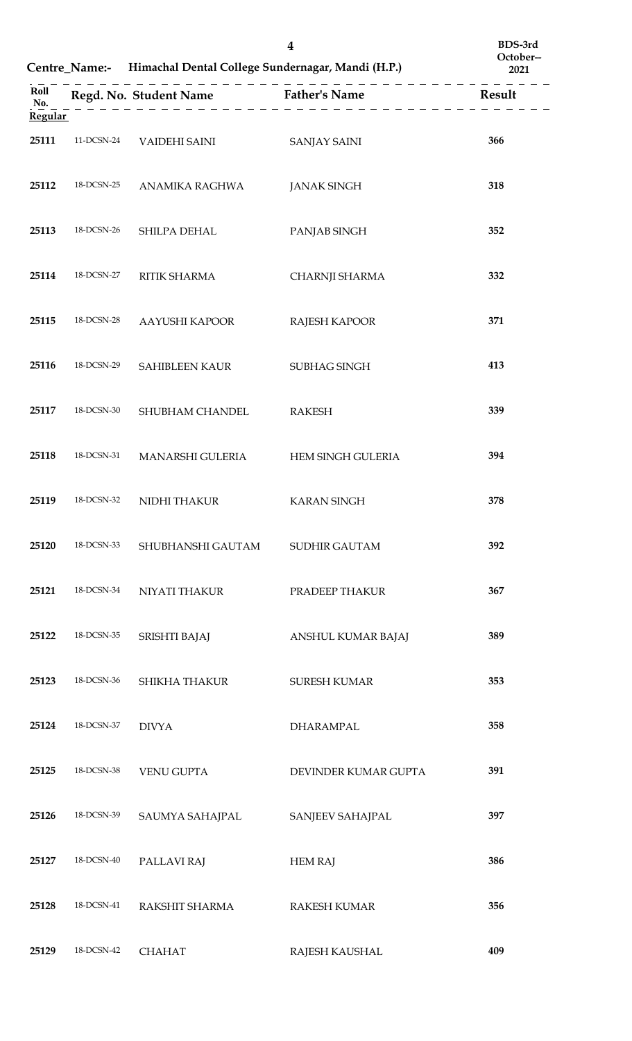Centre_Name:- Himachal Dental College Sundernagar, Mandi (H.P.)

BDS-3rd October--2021

| Roll No. | Regd. No. | Student Name | Father's Name | Result |
|---|---|---|---|---|
| **Regular** | | | | |
| 25111 | 11-DCSN-24 | VAIDEHI SAINI | SANJAY SAINI | 366 |
| 25112 | 18-DCSN-25 | ANAMIKA RAGHWA | JANAK SINGH | 318 |
| 25113 | 18-DCSN-26 | SHILPA DEHAL | PANJAB SINGH | 352 |
| 25114 | 18-DCSN-27 | RITIK SHARMA | CHARNJI SHARMA | 332 |
| 25115 | 18-DCSN-28 | AAYUSHI KAPOOR | RAJESH KAPOOR | 371 |
| 25116 | 18-DCSN-29 | SAHIBLEEN KAUR | SUBHAG SINGH | 413 |
| 25117 | 18-DCSN-30 | SHUBHAM CHANDEL | RAKESH | 339 |
| 25118 | 18-DCSN-31 | MANARSHI GULERIA | HEM SINGH GULERIA | 394 |
| 25119 | 18-DCSN-32 | NIDHI THAKUR | KARAN SINGH | 378 |
| 25120 | 18-DCSN-33 | SHUBHANSHI GAUTAM | SUDHIR GAUTAM | 392 |
| 25121 | 18-DCSN-34 | NIYATI THAKUR | PRADEEP THAKUR | 367 |
| 25122 | 18-DCSN-35 | SRISHTI BAJAJ | ANSHUL KUMAR BAJAJ | 389 |
| 25123 | 18-DCSN-36 | SHIKHA THAKUR | SURESH KUMAR | 353 |
| 25124 | 18-DCSN-37 | DIVYA | DHARAMPAL | 358 |
| 25125 | 18-DCSN-38 | VENU GUPTA | DEVINDER KUMAR GUPTA | 391 |
| 25126 | 18-DCSN-39 | SAUMYA SAHAJPAL | SANJEEV SAHAJPAL | 397 |
| 25127 | 18-DCSN-40 | PALLAVI RAJ | HEM RAJ | 386 |
| 25128 | 18-DCSN-41 | RAKSHIT SHARMA | RAKESH KUMAR | 356 |
| 25129 | 18-DCSN-42 | CHAHAT | RAJESH KAUSHAL | 409 |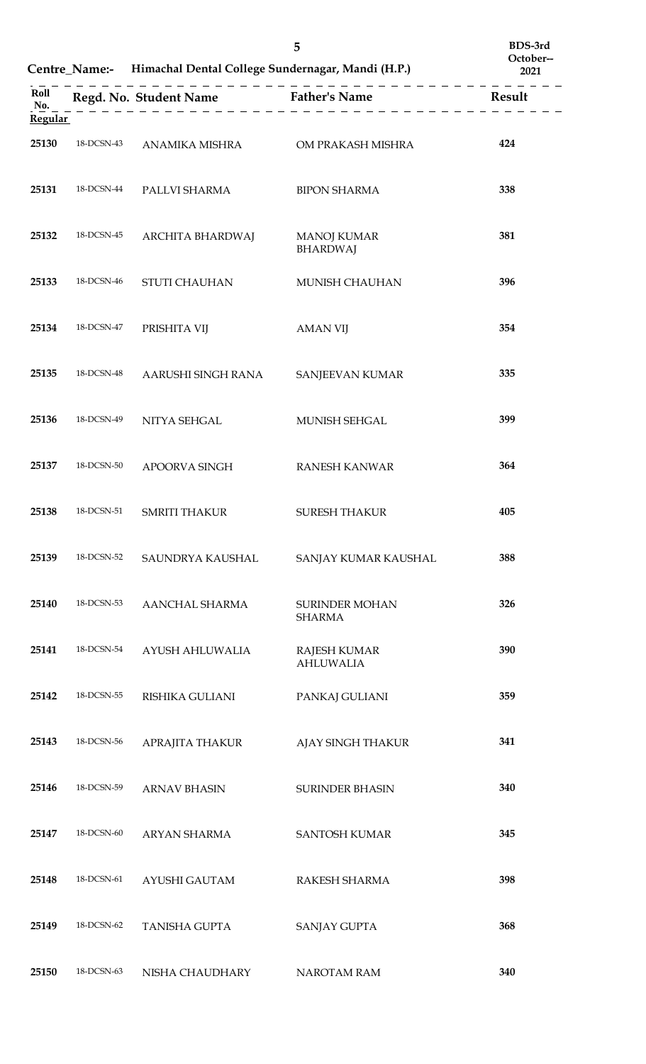**Centre_Name:- Himachal Dental College Sundernagar, Mandi (H.P.)**

**BDS-3rd October--2021**

| Roll No. | Regd. No. | Student Name | Father's Name | Result |
|---|---|---|---|---|
| **Regular** | | | | |
| 25130 | 18-DCSN-43 | ANAMIKA MISHRA | OM PRAKASH MISHRA | 424 |
| 25131 | 18-DCSN-44 | PALLVI SHARMA | BIPON SHARMA | 338 |
| 25132 | 18-DCSN-45 | ARCHITA BHARDWAJ | MANOJ KUMAR BHARDWAJ | 381 |
| 25133 | 18-DCSN-46 | STUTI CHAUHAN | MUNISH CHAUHAN | 396 |
| 25134 | 18-DCSN-47 | PRISHITA VIJ | AMAN VIJ | 354 |
| 25135 | 18-DCSN-48 | AARUSHI SINGH RANA | SANJEEVAN KUMAR | 335 |
| 25136 | 18-DCSN-49 | NITYA SEHGAL | MUNISH SEHGAL | 399 |
| 25137 | 18-DCSN-50 | APOORVA SINGH | RANESH KANWAR | 364 |
| 25138 | 18-DCSN-51 | SMRITI THAKUR | SURESH THAKUR | 405 |
| 25139 | 18-DCSN-52 | SAUNDRYA KAUSHAL | SANJAY KUMAR KAUSHAL | 388 |
| 25140 | 18-DCSN-53 | AANCHAL SHARMA | SURINDER MOHAN SHARMA | 326 |
| 25141 | 18-DCSN-54 | AYUSH AHLUWALIA | RAJESH KUMAR AHLUWALIA | 390 |
| 25142 | 18-DCSN-55 | RISHIKA GULIANI | PANKAJ GULIANI | 359 |
| 25143 | 18-DCSN-56 | APRAJITA THAKUR | AJAY SINGH THAKUR | 341 |
| 25146 | 18-DCSN-59 | ARNAV BHASIN | SURINDER BHASIN | 340 |
| 25147 | 18-DCSN-60 | ARYAN SHARMA | SANTOSH KUMAR | 345 |
| 25148 | 18-DCSN-61 | AYUSHI GAUTAM | RAKESH SHARMA | 398 |
| 25149 | 18-DCSN-62 | TANISHA GUPTA | SANJAY GUPTA | 368 |
| 25150 | 18-DCSN-63 | NISHA CHAUDHARY | NAROTAM RAM | 340 |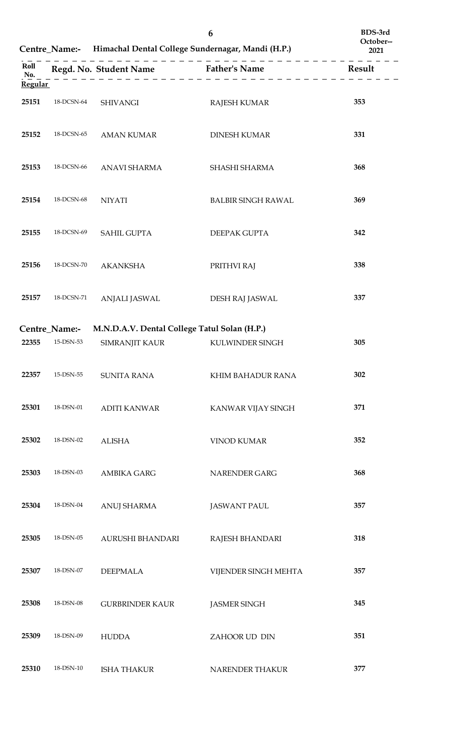Centre_Name:- Himachal Dental College Sundernagar, Mandi (H.P.)

BDS-3rd October--2021

| Roll No. | Regd. No. | Student Name | Father's Name | Result |
|---|---|---|---|---|
| **Regular** | | | | |
| 25151 | 18-DCSN-64 | SHIVANGI | RAJESH KUMAR | 353 |
| 25152 | 18-DCSN-65 | AMAN KUMAR | DINESH KUMAR | 331 |
| 25153 | 18-DCSN-66 | ANAVI SHARMA | SHASHI SHARMA | 368 |
| 25154 | 18-DCSN-68 | NIYATI | BALBIR SINGH RAWAL | 369 |
| 25155 | 18-DCSN-69 | SAHIL GUPTA | DEEPAK GUPTA | 342 |
| 25156 | 18-DCSN-70 | AKANKSHA | PRITHVI RAJ | 338 |
| 25157 | 18-DCSN-71 | ANJALI JASWAL | DESH RAJ JASWAL | 337 |

Centre_Name:- M.N.D.A.V. Dental College Tatul Solan (H.P.)

| Roll No. | Regd. No. | Student Name | Father's Name | Result |
|---|---|---|---|---|
| 22355 | 15-DSN-53 | SIMRANJIT KAUR | KULWINDER SINGH | 305 |
| 22357 | 15-DSN-55 | SUNITA RANA | KHIM BAHADUR RANA | 302 |
| 25301 | 18-DSN-01 | ADITI KANWAR | KANWAR VIJAY SINGH | 371 |
| 25302 | 18-DSN-02 | ALISHA | VINOD KUMAR | 352 |
| 25303 | 18-DSN-03 | AMBIKA GARG | NARENDER GARG | 368 |
| 25304 | 18-DSN-04 | ANUJ SHARMA | JASWANT PAUL | 357 |
| 25305 | 18-DSN-05 | AURUSHI BHANDARI | RAJESH BHANDARI | 318 |
| 25307 | 18-DSN-07 | DEEPMALA | VIJENDER SINGH MEHTA | 357 |
| 25308 | 18-DSN-08 | GURBRINDER KAUR | JASMER SINGH | 345 |
| 25309 | 18-DSN-09 | HUDDA | ZAHOOR UD DIN | 351 |
| 25310 | 18-DSN-10 | ISHA THAKUR | NARENDER THAKUR | 377 |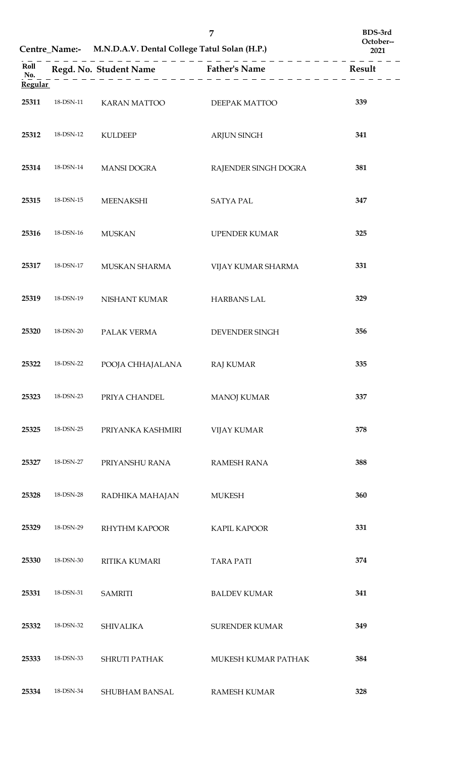BDS-3rd October-- 2021

Centre_Name:- M.N.D.A.V. Dental College Tatul Solan (H.P.)

| Roll No. | Regd. No. | Student Name | Father's Name | Result |
|---|---|---|---|---|
| **Regular** | | | | |
| 25311 | 18-DSN-11 | KARAN MATTOO | DEEPAK MATTOO | 339 |
| 25312 | 18-DSN-12 | KULDEEP | ARJUN SINGH | 341 |
| 25314 | 18-DSN-14 | MANSI DOGRA | RAJENDER SINGH DOGRA | 381 |
| 25315 | 18-DSN-15 | MEENAKSHI | SATYA PAL | 347 |
| 25316 | 18-DSN-16 | MUSKAN | UPENDER KUMAR | 325 |
| 25317 | 18-DSN-17 | MUSKAN SHARMA | VIJAY KUMAR SHARMA | 331 |
| 25319 | 18-DSN-19 | NISHANT KUMAR | HARBANS LAL | 329 |
| 25320 | 18-DSN-20 | PALAK VERMA | DEVENDER SINGH | 356 |
| 25322 | 18-DSN-22 | POOJA CHHAJALANA | RAJ KUMAR | 335 |
| 25323 | 18-DSN-23 | PRIYA CHANDEL | MANOJ KUMAR | 337 |
| 25325 | 18-DSN-25 | PRIYANKA KASHMIRI | VIJAY KUMAR | 378 |
| 25327 | 18-DSN-27 | PRIYANSHU RANA | RAMESH RANA | 388 |
| 25328 | 18-DSN-28 | RADHIKA MAHAJAN | MUKESH | 360 |
| 25329 | 18-DSN-29 | RHYTHM KAPOOR | KAPIL KAPOOR | 331 |
| 25330 | 18-DSN-30 | RITIKA KUMARI | TARA PATI | 374 |
| 25331 | 18-DSN-31 | SAMRITI | BALDEV KUMAR | 341 |
| 25332 | 18-DSN-32 | SHIVALIKA | SURENDER KUMAR | 349 |
| 25333 | 18-DSN-33 | SHRUTI PATHAK | MUKESH KUMAR PATHAK | 384 |
| 25334 | 18-DSN-34 | SHUBHAM BANSAL | RAMESH KUMAR | 328 |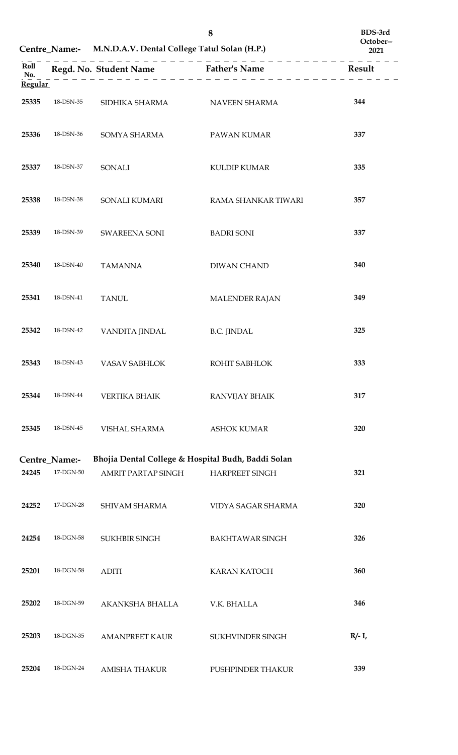BDS-3rd October--2021

**Centre_Name:- M.N.D.A.V. Dental College Tatul Solan (H.P.)**

| Roll No. | Regd. No. | Student Name | Father's Name | Result |
|---|---|---|---|---|
| **Regular** | | | | |
| 25335 | 18-DSN-35 | SIDHIKA SHARMA | NAVEEN SHARMA | 344 |
| 25336 | 18-DSN-36 | SOMYA SHARMA | PAWAN KUMAR | 337 |
| 25337 | 18-DSN-37 | SONALI | KULDIP KUMAR | 335 |
| 25338 | 18-DSN-38 | SONALI KUMARI | RAMA SHANKAR TIWARI | 357 |
| 25339 | 18-DSN-39 | SWAREENA SONI | BADRI SONI | 337 |
| 25340 | 18-DSN-40 | TAMANNA | DIWAN CHAND | 340 |
| 25341 | 18-DSN-41 | TANUL | MALENDER RAJAN | 349 |
| 25342 | 18-DSN-42 | VANDITA JINDAL | B.C. JINDAL | 325 |
| 25343 | 18-DSN-43 | VASAV SABHLOK | ROHIT SABHLOK | 333 |
| 25344 | 18-DSN-44 | VERTIKA BHAIK | RANVIJAY BHAIK | 317 |
| 25345 | 18-DSN-45 | VISHAL SHARMA | ASHOK KUMAR | 320 |

**Centre_Name:- Bhojia Dental College & Hospital Budh, Baddi Solan**

| Roll No. | Regd. No. | Student Name | Father's Name | Result |
|---|---|---|---|---|
| 24245 | 17-DGN-50 | AMRIT PARTAP SINGH | HARPREET SINGH | 321 |
| 24252 | 17-DGN-28 | SHIVAM SHARMA | VIDYA SAGAR SHARMA | 320 |
| 24254 | 18-DGN-58 | SUKHBIR SINGH | BAKHTAWAR SINGH | 326 |
| 25201 | 18-DGN-58 | ADITI | KARAN KATOCH | 360 |
| 25202 | 18-DGN-59 | AKANKSHA BHALLA | V.K. BHALLA | 346 |
| 25203 | 18-DGN-35 | AMANPREET KAUR | SUKHVINDER SINGH | R/- I, |
| 25204 | 18-DGN-24 | AMISHA THAKUR | PUSHPINDER THAKUR | 339 |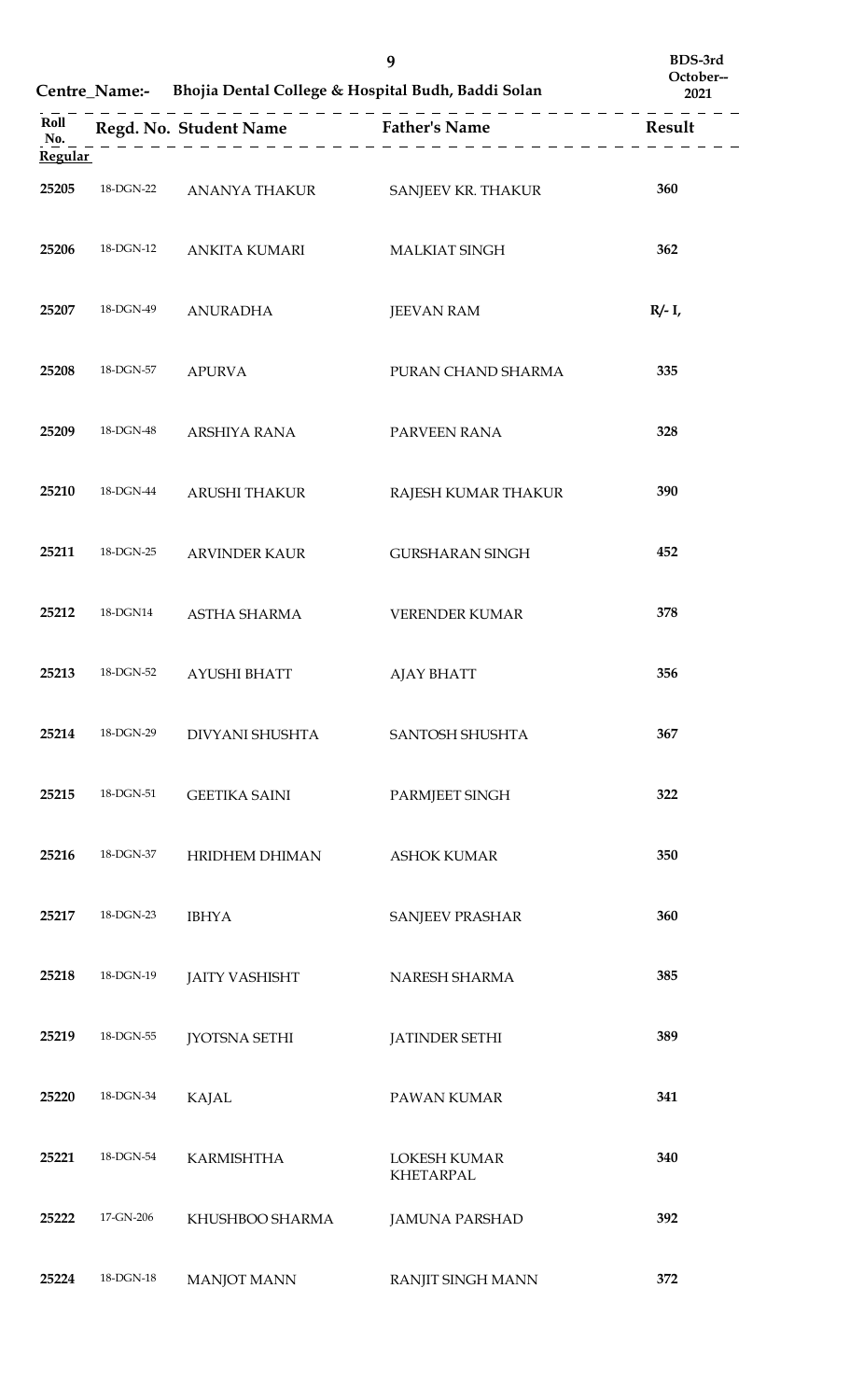BDS-3rd October--2021

Centre_Name:- Bhojia Dental College & Hospital Budh, Baddi Solan

| Roll No. | Regd. No. | Student Name | Father's Name | Result |
|---|---|---|---|---|
| **Regular** | | | | |
| 25205 | 18-DGN-22 | ANANYA THAKUR | SANJEEV KR. THAKUR | 360 |
| 25206 | 18-DGN-12 | ANKITA KUMARI | MALKIAT SINGH | 362 |
| 25207 | 18-DGN-49 | ANURADHA | JEEVAN RAM | R/- I, |
| 25208 | 18-DGN-57 | APURVA | PURAN CHAND SHARMA | 335 |
| 25209 | 18-DGN-48 | ARSHIYA RANA | PARVEEN RANA | 328 |
| 25210 | 18-DGN-44 | ARUSHI THAKUR | RAJESH KUMAR THAKUR | 390 |
| 25211 | 18-DGN-25 | ARVINDER KAUR | GURSHARAN SINGH | 452 |
| 25212 | 18-DGN14 | ASTHA SHARMA | VERENDER KUMAR | 378 |
| 25213 | 18-DGN-52 | AYUSHI BHATT | AJAY BHATT | 356 |
| 25214 | 18-DGN-29 | DIVYANI SHUSHTA | SANTOSH SHUSHTA | 367 |
| 25215 | 18-DGN-51 | GEETIKA SAINI | PARMJEET SINGH | 322 |
| 25216 | 18-DGN-37 | HRIDHEM DHIMAN | ASHOK KUMAR | 350 |
| 25217 | 18-DGN-23 | IBHYA | SANJEEV PRASHAR | 360 |
| 25218 | 18-DGN-19 | JAITY VASHISHT | NARESH SHARMA | 385 |
| 25219 | 18-DGN-55 | JYOTSNA SETHI | JATINDER SETHI | 389 |
| 25220 | 18-DGN-34 | KAJAL | PAWAN KUMAR | 341 |
| 25221 | 18-DGN-54 | KARMISHTHA | LOKESH KUMAR KHETARPAL | 340 |
| 25222 | 17-GN-206 | KHUSHBOO SHARMA | JAMUNA PARSHAD | 392 |
| 25224 | 18-DGN-18 | MANJOT MANN | RANJIT SINGH MANN | 372 |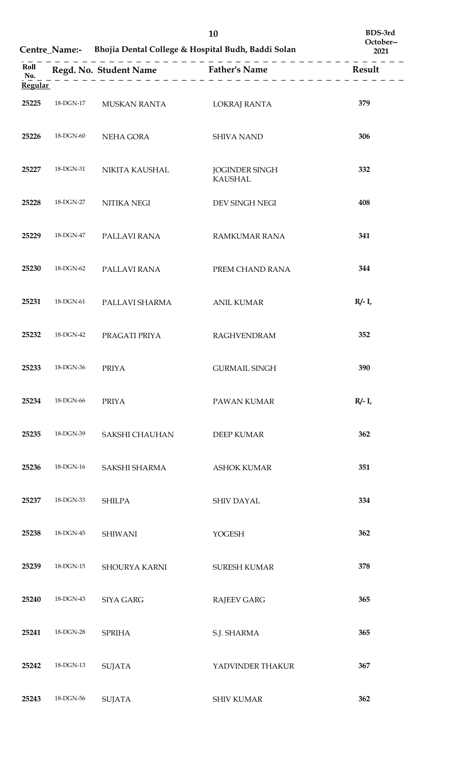BDS-3rd October--2021

Centre_Name:- Bhojia Dental College & Hospital Budh, Baddi Solan

| Roll No. | Regd. No. | Student Name | Father's Name | Result |
|---|---|---|---|---|
| **Regular** | | | | |
| 25225 | 18-DGN-17 | MUSKAN RANTA | LOKRAJ RANTA | 379 |
| 25226 | 18-DGN-60 | NEHA GORA | SHIVA NAND | 306 |
| 25227 | 18-DGN-31 | NIKITA KAUSHAL | JOGINDER SINGH KAUSHAL | 332 |
| 25228 | 18-DGN-27 | NITIKA NEGI | DEV SINGH NEGI | 408 |
| 25229 | 18-DGN-47 | PALLAVI RANA | RAMKUMAR RANA | 341 |
| 25230 | 18-DGN-62 | PALLAVI RANA | PREM CHAND RANA | 344 |
| 25231 | 18-DGN-61 | PALLAVI SHARMA | ANIL KUMAR | R/- I, |
| 25232 | 18-DGN-42 | PRAGATI PRIYA | RAGHVENDRAM | 352 |
| 25233 | 18-DGN-36 | PRIYA | GURMAIL SINGH | 390 |
| 25234 | 18-DGN-66 | PRIYA | PAWAN KUMAR | R/- I, |
| 25235 | 18-DGN-39 | SAKSHI CHAUHAN | DEEP KUMAR | 362 |
| 25236 | 18-DGN-16 | SAKSHI SHARMA | ASHOK KUMAR | 351 |
| 25237 | 18-DGN-33 | SHILPA | SHIV DAYAL | 334 |
| 25238 | 18-DGN-45 | SHIWANI | YOGESH | 362 |
| 25239 | 18-DGN-15 | SHOURYA KARNI | SURESH KUMAR | 378 |
| 25240 | 18-DGN-43 | SIYA GARG | RAJEEV GARG | 365 |
| 25241 | 18-DGN-28 | SPRIHA | S.J. SHARMA | 365 |
| 25242 | 18-DGN-13 | SUJATA | YADVINDER THAKUR | 367 |
| 25243 | 18-DGN-56 | SUJATA | SHIV KUMAR | 362 |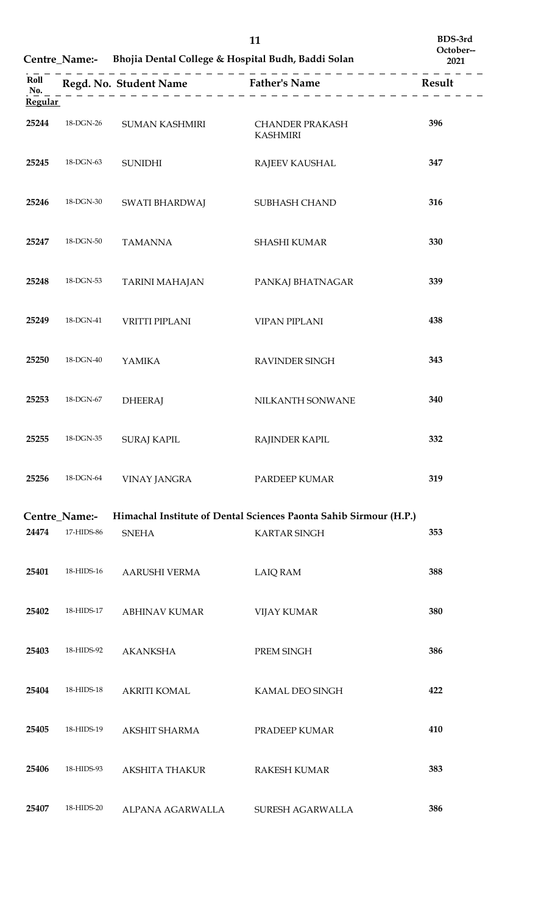Centre_Name:- Bhojia Dental College & Hospital Budh, Baddi Solan

BDS-3rd October--2021

| Roll No. | Regd. No. | Student Name | Father's Name | Result |
|---|---|---|---|---|
| **Regular** | | | | |
| 25244 | 18-DGN-26 | SUMAN KASHMIRI | CHANDER PRAKASH KASHMIRI | 396 |
| 25245 | 18-DGN-63 | SUNIDHI | RAJEEV KAUSHAL | 347 |
| 25246 | 18-DGN-30 | SWATI BHARDWAJ | SUBHASH CHAND | 316 |
| 25247 | 18-DGN-50 | TAMANNA | SHASHI KUMAR | 330 |
| 25248 | 18-DGN-53 | TARINI MAHAJAN | PANKAJ BHATNAGAR | 339 |
| 25249 | 18-DGN-41 | VRITTI PIPLANI | VIPAN PIPLANI | 438 |
| 25250 | 18-DGN-40 | YAMIKA | RAVINDER SINGH | 343 |
| 25253 | 18-DGN-67 | DHEERAJ | NILKANTH SONWANE | 340 |
| 25255 | 18-DGN-35 | SURAJ KAPIL | RAJINDER KAPIL | 332 |
| 25256 | 18-DGN-64 | VINAY JANGRA | PARDEEP KUMAR | 319 |

Centre_Name:- Himachal Institute of Dental Sciences Paonta Sahib Sirmour (H.P.)

| Roll No. | Regd. No. | Student Name | Father's Name | Result |
|---|---|---|---|---|
| 24474 | 17-HIDS-86 | SNEHA | KARTAR SINGH | 353 |
| 25401 | 18-HIDS-16 | AARUSHI VERMA | LAIQ RAM | 388 |
| 25402 | 18-HIDS-17 | ABHINAV KUMAR | VIJAY KUMAR | 380 |
| 25403 | 18-HIDS-92 | AKANKSHA | PREM SINGH | 386 |
| 25404 | 18-HIDS-18 | AKRITI KOMAL | KAMAL DEO SINGH | 422 |
| 25405 | 18-HIDS-19 | AKSHIT SHARMA | PRADEEP KUMAR | 410 |
| 25406 | 18-HIDS-93 | AKSHITA THAKUR | RAKESH KUMAR | 383 |
| 25407 | 18-HIDS-20 | ALPANA AGARWALLA | SURESH AGARWALLA | 386 |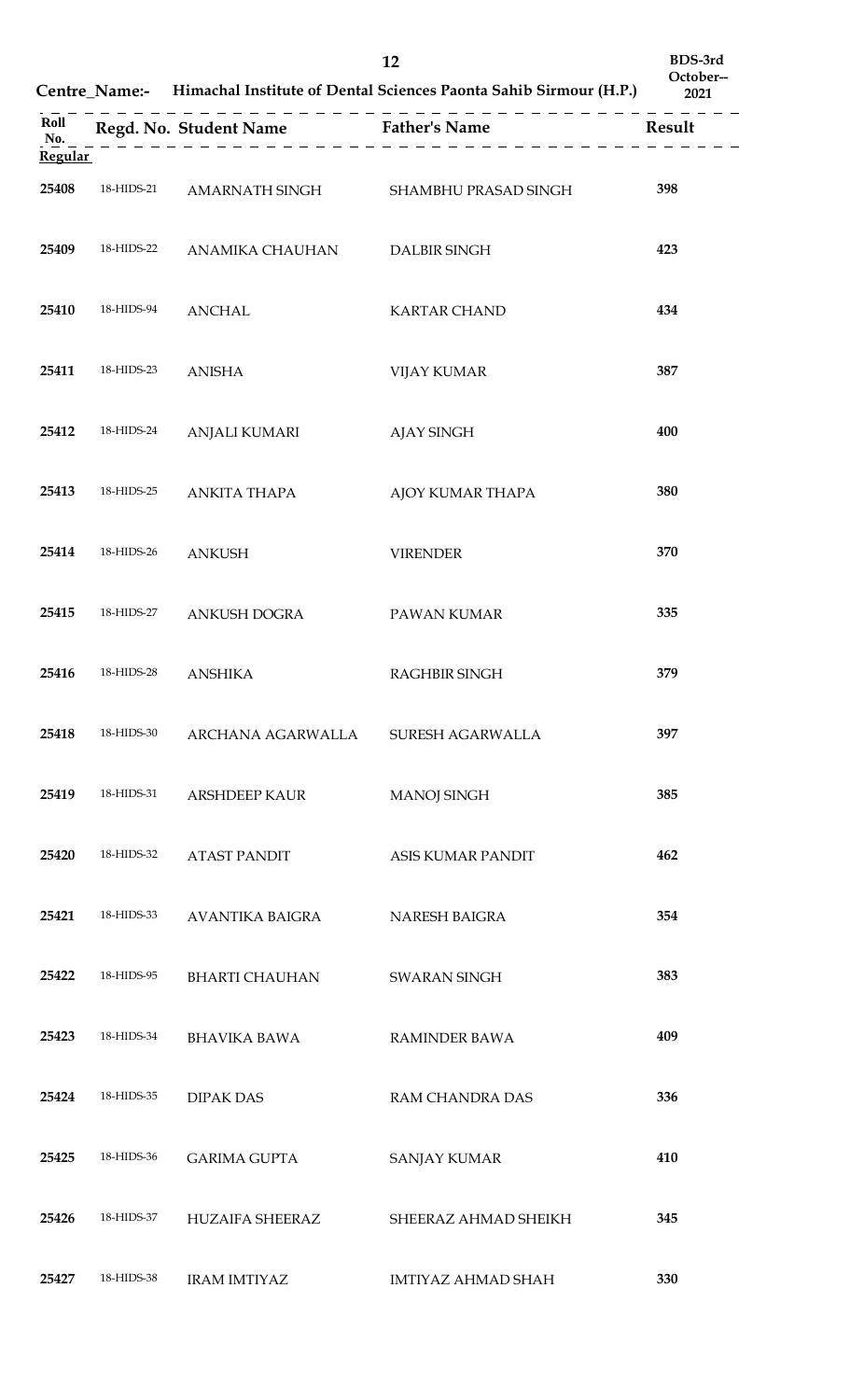Centre_Name:- Himachal Institute of Dental Sciences Paonta Sahib Sirmour (H.P.)

BDS-3rd October--2021

| Roll No. | Regd. No. | Student Name | Father's Name | Result |
|---|---|---|---|---|
| **Regular** | | | | |
| 25408 | 18-HIDS-21 | AMARNATH SINGH | SHAMBHU PRASAD SINGH | 398 |
| 25409 | 18-HIDS-22 | ANAMIKA CHAUHAN | DALBIR SINGH | 423 |
| 25410 | 18-HIDS-94 | ANCHAL | KARTAR CHAND | 434 |
| 25411 | 18-HIDS-23 | ANISHA | VIJAY KUMAR | 387 |
| 25412 | 18-HIDS-24 | ANJALI KUMARI | AJAY SINGH | 400 |
| 25413 | 18-HIDS-25 | ANKITA THAPA | AJOY KUMAR THAPA | 380 |
| 25414 | 18-HIDS-26 | ANKUSH | VIRENDER | 370 |
| 25415 | 18-HIDS-27 | ANKUSH DOGRA | PAWAN KUMAR | 335 |
| 25416 | 18-HIDS-28 | ANSHIKA | RAGHBIR SINGH | 379 |
| 25418 | 18-HIDS-30 | ARCHANA AGARWALLA | SURESH AGARWALLA | 397 |
| 25419 | 18-HIDS-31 | ARSHDEEP KAUR | MANOJ SINGH | 385 |
| 25420 | 18-HIDS-32 | ATAST PANDIT | ASIS KUMAR PANDIT | 462 |
| 25421 | 18-HIDS-33 | AVANTIKA BAIGRA | NARESH BAIGRA | 354 |
| 25422 | 18-HIDS-95 | BHARTI CHAUHAN | SWARAN SINGH | 383 |
| 25423 | 18-HIDS-34 | BHAVIKA BAWA | RAMINDER BAWA | 409 |
| 25424 | 18-HIDS-35 | DIPAK DAS | RAM CHANDRA DAS | 336 |
| 25425 | 18-HIDS-36 | GARIMA GUPTA | SANJAY KUMAR | 410 |
| 25426 | 18-HIDS-37 | HUZAIFA SHEERAZ | SHEERAZ AHMAD SHEIKH | 345 |
| 25427 | 18-HIDS-38 | IRAM IMTIYAZ | IMTIYAZ AHMAD SHAH | 330 |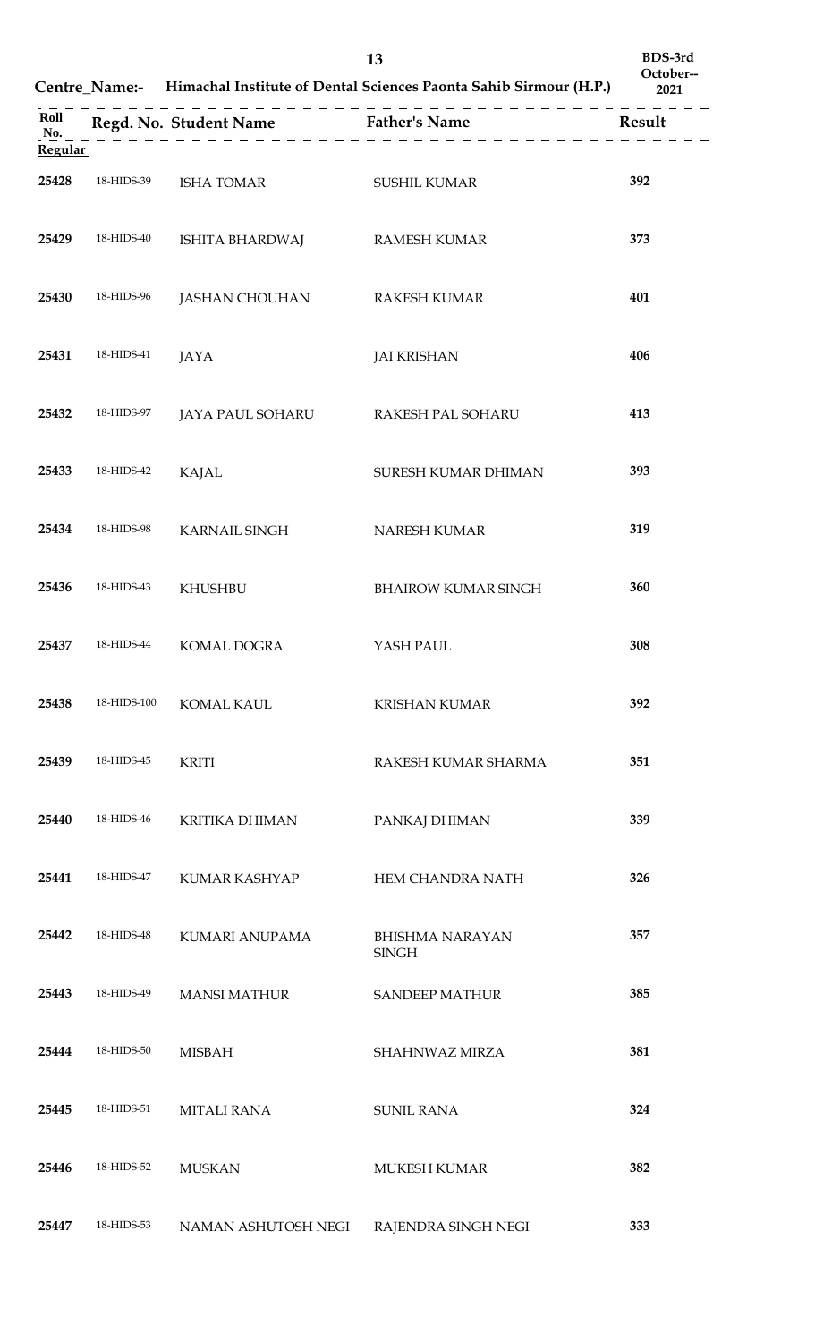Centre_Name:- Himachal Institute of Dental Sciences Paonta Sahib Sirmour (H.P.)

BDS-3rd October--2021

| Roll No. | Regd. No. | Student Name | Father's Name | Result |
|---|---|---|---|---|
| **Regular** | | | | |
| 25428 | 18-HIDS-39 | ISHA TOMAR | SUSHIL KUMAR | 392 |
| 25429 | 18-HIDS-40 | ISHITA BHARDWAJ | RAMESH KUMAR | 373 |
| 25430 | 18-HIDS-96 | JASHAN CHOUHAN | RAKESH KUMAR | 401 |
| 25431 | 18-HIDS-41 | JAYA | JAI KRISHAN | 406 |
| 25432 | 18-HIDS-97 | JAYA PAUL SOHARU | RAKESH PAL SOHARU | 413 |
| 25433 | 18-HIDS-42 | KAJAL | SURESH KUMAR DHIMAN | 393 |
| 25434 | 18-HIDS-98 | KARNAIL SINGH | NARESH KUMAR | 319 |
| 25436 | 18-HIDS-43 | KHUSHBU | BHAIROW KUMAR SINGH | 360 |
| 25437 | 18-HIDS-44 | KOMAL DOGRA | YASH PAUL | 308 |
| 25438 | 18-HIDS-100 | KOMAL KAUL | KRISHAN KUMAR | 392 |
| 25439 | 18-HIDS-45 | KRITI | RAKESH KUMAR SHARMA | 351 |
| 25440 | 18-HIDS-46 | KRITIKA DHIMAN | PANKAJ DHIMAN | 339 |
| 25441 | 18-HIDS-47 | KUMAR KASHYAP | HEM CHANDRA NATH | 326 |
| 25442 | 18-HIDS-48 | KUMARI ANUPAMA | BHISHMA NARAYAN SINGH | 357 |
| 25443 | 18-HIDS-49 | MANSI MATHUR | SANDEEP MATHUR | 385 |
| 25444 | 18-HIDS-50 | MISBAH | SHAHNWAZ MIRZA | 381 |
| 25445 | 18-HIDS-51 | MITALI RANA | SUNIL RANA | 324 |
| 25446 | 18-HIDS-52 | MUSKAN | MUKESH KUMAR | 382 |
| 25447 | 18-HIDS-53 | NAMAN ASHUTOSH NEGI | RAJENDRA SINGH NEGI | 333 |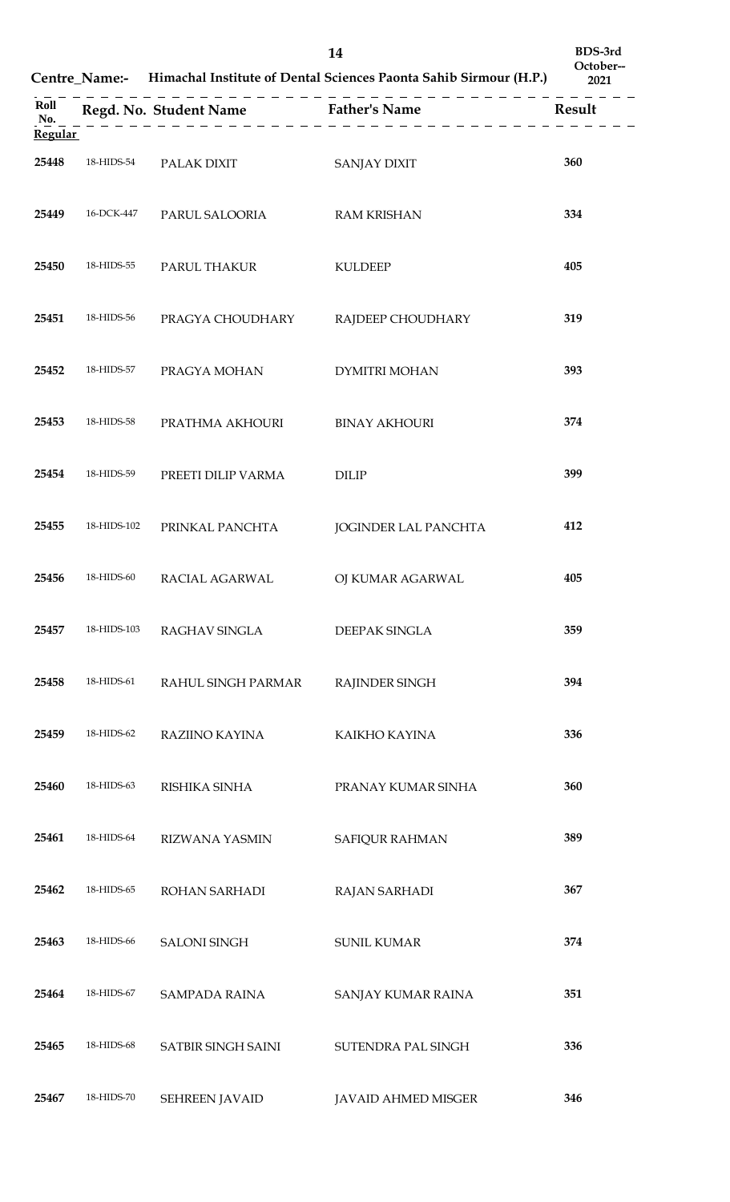Centre_Name:- Himachal Institute of Dental Sciences Paonta Sahib Sirmour (H.P.)

BDS-3rd October--2021

| Roll No. | Regd. No. | Student Name | Father's Name | Result |
|---|---|---|---|---|
| **Regular** | | | | |
| 25448 | 18-HIDS-54 | PALAK DIXIT | SANJAY DIXIT | 360 |
| 25449 | 16-DCK-447 | PARUL SALOORIA | RAM KRISHAN | 334 |
| 25450 | 18-HIDS-55 | PARUL THAKUR | KULDEEP | 405 |
| 25451 | 18-HIDS-56 | PRAGYA CHOUDHARY | RAJDEEP CHOUDHARY | 319 |
| 25452 | 18-HIDS-57 | PRAGYA MOHAN | DYMITRI MOHAN | 393 |
| 25453 | 18-HIDS-58 | PRATHMA AKHOURI | BINAY AKHOURI | 374 |
| 25454 | 18-HIDS-59 | PREETI DILIP VARMA | DILIP | 399 |
| 25455 | 18-HIDS-102 | PRINKAL PANCHTA | JOGINDER LAL PANCHTA | 412 |
| 25456 | 18-HIDS-60 | RACIAL AGARWAL | OJ KUMAR AGARWAL | 405 |
| 25457 | 18-HIDS-103 | RAGHAV SINGLA | DEEPAK SINGLA | 359 |
| 25458 | 18-HIDS-61 | RAHUL SINGH PARMAR | RAJINDER SINGH | 394 |
| 25459 | 18-HIDS-62 | RAZIINO KAYINA | KAIKHO KAYINA | 336 |
| 25460 | 18-HIDS-63 | RISHIKA SINHA | PRANAY KUMAR SINHA | 360 |
| 25461 | 18-HIDS-64 | RIZWANA YASMIN | SAFIQUR RAHMAN | 389 |
| 25462 | 18-HIDS-65 | ROHAN SARHADI | RAJAN SARHADI | 367 |
| 25463 | 18-HIDS-66 | SALONI SINGH | SUNIL KUMAR | 374 |
| 25464 | 18-HIDS-67 | SAMPADA RAINA | SANJAY KUMAR RAINA | 351 |
| 25465 | 18-HIDS-68 | SATBIR SINGH SAINI | SUTENDRA PAL SINGH | 336 |
| 25467 | 18-HIDS-70 | SEHREEN JAVAID | JAVAID AHMED MISGER | 346 |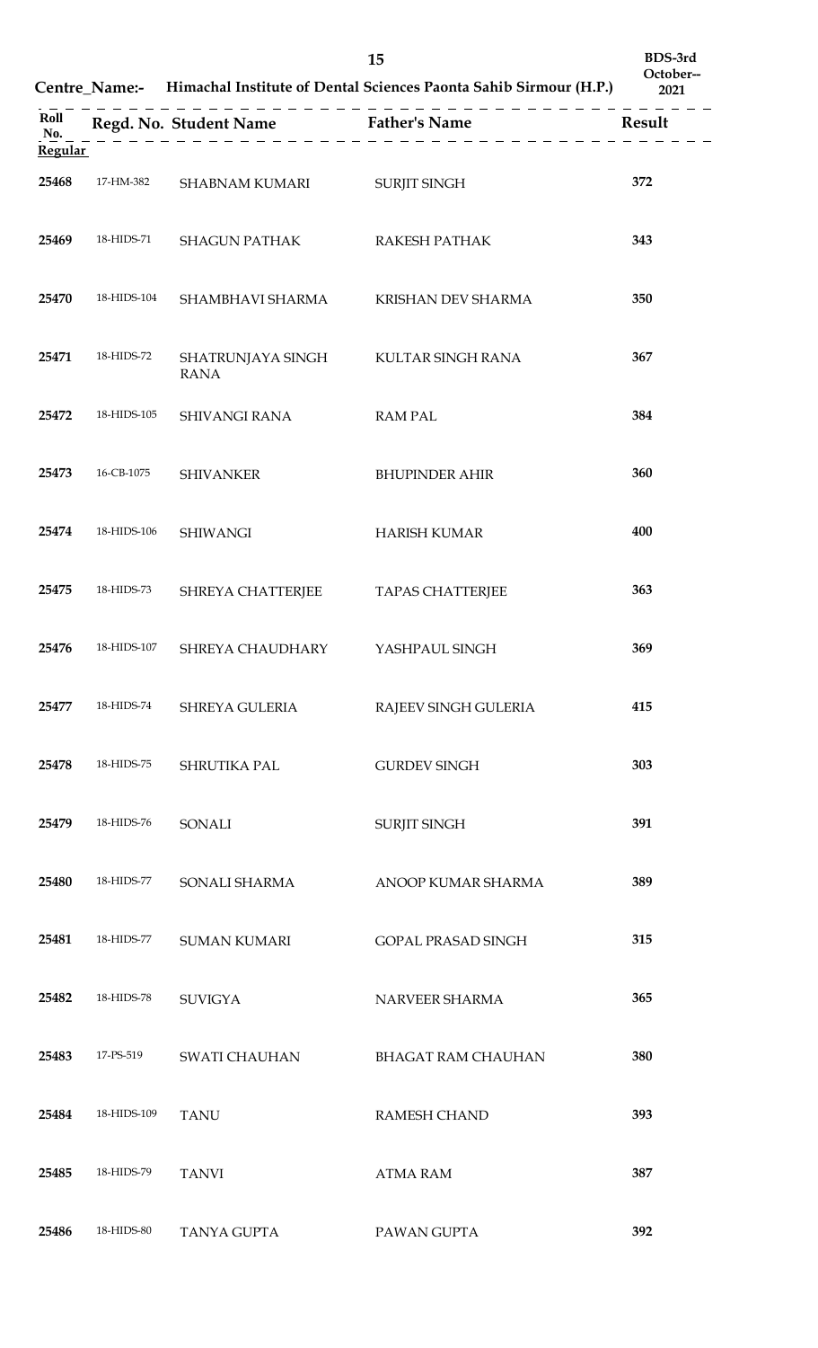BDS-3rd October--2021

Centre_Name:- Himachal Institute of Dental Sciences Paonta Sahib Sirmour (H.P.)

| Roll No. | Regd. No. | Student Name | Father's Name | Result |
|---|---|---|---|---|
| **Regular** | | | | |
| 25468 | 17-HM-382 | SHABNAM KUMARI | SURJIT SINGH | 372 |
| 25469 | 18-HIDS-71 | SHAGUN PATHAK | RAKESH PATHAK | 343 |
| 25470 | 18-HIDS-104 | SHAMBHAVI SHARMA | KRISHAN DEV SHARMA | 350 |
| 25471 | 18-HIDS-72 | SHATRUNJAYA SINGH RANA | KULTAR SINGH RANA | 367 |
| 25472 | 18-HIDS-105 | SHIVANGI RANA | RAM PAL | 384 |
| 25473 | 16-CB-1075 | SHIVANKER | BHUPINDER AHIR | 360 |
| 25474 | 18-HIDS-106 | SHIWANGI | HARISH KUMAR | 400 |
| 25475 | 18-HIDS-73 | SHREYA CHATTERJEE | TAPAS CHATTERJEE | 363 |
| 25476 | 18-HIDS-107 | SHREYA CHAUDHARY | YASHPAUL SINGH | 369 |
| 25477 | 18-HIDS-74 | SHREYA GULERIA | RAJEEV SINGH GULERIA | 415 |
| 25478 | 18-HIDS-75 | SHRUTIKA PAL | GURDEV SINGH | 303 |
| 25479 | 18-HIDS-76 | SONALI | SURJIT SINGH | 391 |
| 25480 | 18-HIDS-77 | SONALI SHARMA | ANOOP KUMAR SHARMA | 389 |
| 25481 | 18-HIDS-77 | SUMAN KUMARI | GOPAL PRASAD SINGH | 315 |
| 25482 | 18-HIDS-78 | SUVIGYA | NARVEER SHARMA | 365 |
| 25483 | 17-PS-519 | SWATI CHAUHAN | BHAGAT RAM CHAUHAN | 380 |
| 25484 | 18-HIDS-109 | TANU | RAMESH CHAND | 393 |
| 25485 | 18-HIDS-79 | TANVI | ATMA RAM | 387 |
| 25486 | 18-HIDS-80 | TANYA GUPTA | PAWAN GUPTA | 392 |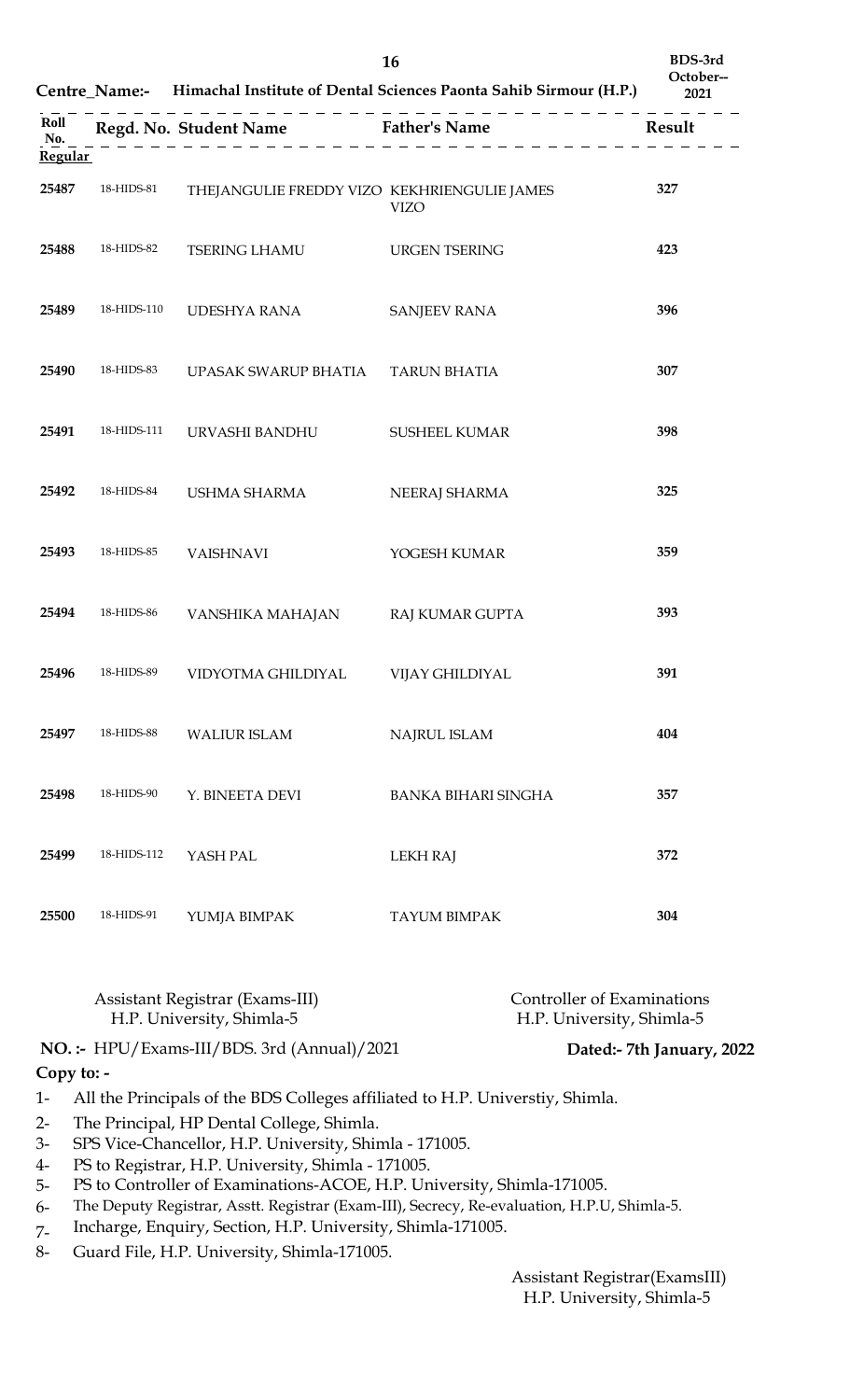**Centre_Name:- Himachal Institute of Dental Sciences Paonta Sahib Sirmour (H.P.)**

**BDS-3rd October--2021**

| Roll No. | Regd. No. | Student Name | Father's Name | Result |
|---|---|---|---|---|
| **Regular** | | | | |
| **25487** | 18-HIDS-81 | THEJANGULIE FREDDY VIZO | KEKHRIENGULIE JAMES VIZO | **327** |
| **25488** | 18-HIDS-82 | TSERING LHAMU | URGEN TSERING | **423** |
| **25489** | 18-HIDS-110 | UDESHYA RANA | SANJEEV RANA | **396** |
| **25490** | 18-HIDS-83 | UPASAK SWARUP BHATIA | TARUN BHATIA | **307** |
| **25491** | 18-HIDS-111 | URVASHI BANDHU | SUSHEEL KUMAR | **398** |
| **25492** | 18-HIDS-84 | USHMA SHARMA | NEERAJ SHARMA | **325** |
| **25493** | 18-HIDS-85 | VAISHNAVI | YOGESH KUMAR | **359** |
| **25494** | 18-HIDS-86 | VANSHIKA MAHAJAN | RAJ KUMAR GUPTA | **393** |
| **25496** | 18-HIDS-89 | VIDYOTMA GHILDIYAL | VIJAY GHILDIYAL | **391** |
| **25497** | 18-HIDS-88 | WALIUR ISLAM | NAJRUL ISLAM | **404** |
| **25498** | 18-HIDS-90 | Y. BINEETA DEVI | BANKA BIHARI SINGHA | **357** |
| **25499** | 18-HIDS-112 | YASH PAL | LEKH RAJ | **372** |
| **25500** | 18-HIDS-91 | YUMJA BIMPAK | TAYUM BIMPAK | **304** |

Assistant Registrar (Exams-III)
H.P. University, Shimla-5

Controller of Examinations
H.P. University, Shimla-5

**NO. :-** HPU/Exams-III/BDS. 3rd (Annual)/2021 **Dated:- 7th January, 2022**

**Copy to: -**

1- All the Principals of the BDS Colleges affiliated to H.P. Universtiy, Shimla.
2- The Principal, HP Dental College, Shimla.
3- SPS Vice-Chancellor, H.P. University, Shimla - 171005.
4- PS to Registrar, H.P. University, Shimla - 171005.
5- PS to Controller of Examinations-ACOE, H.P. University, Shimla-171005.
6- The Deputy Registrar, Asstt. Registrar (Exam-III), Secrecy, Re-evaluation, H.P.U, Shimla-5.
7- Incharge, Enquiry, Section, H.P. University, Shimla-171005.
8- Guard File, H.P. University, Shimla-171005.

Assistant Registrar(ExamsIII)
H.P. University, Shimla-5